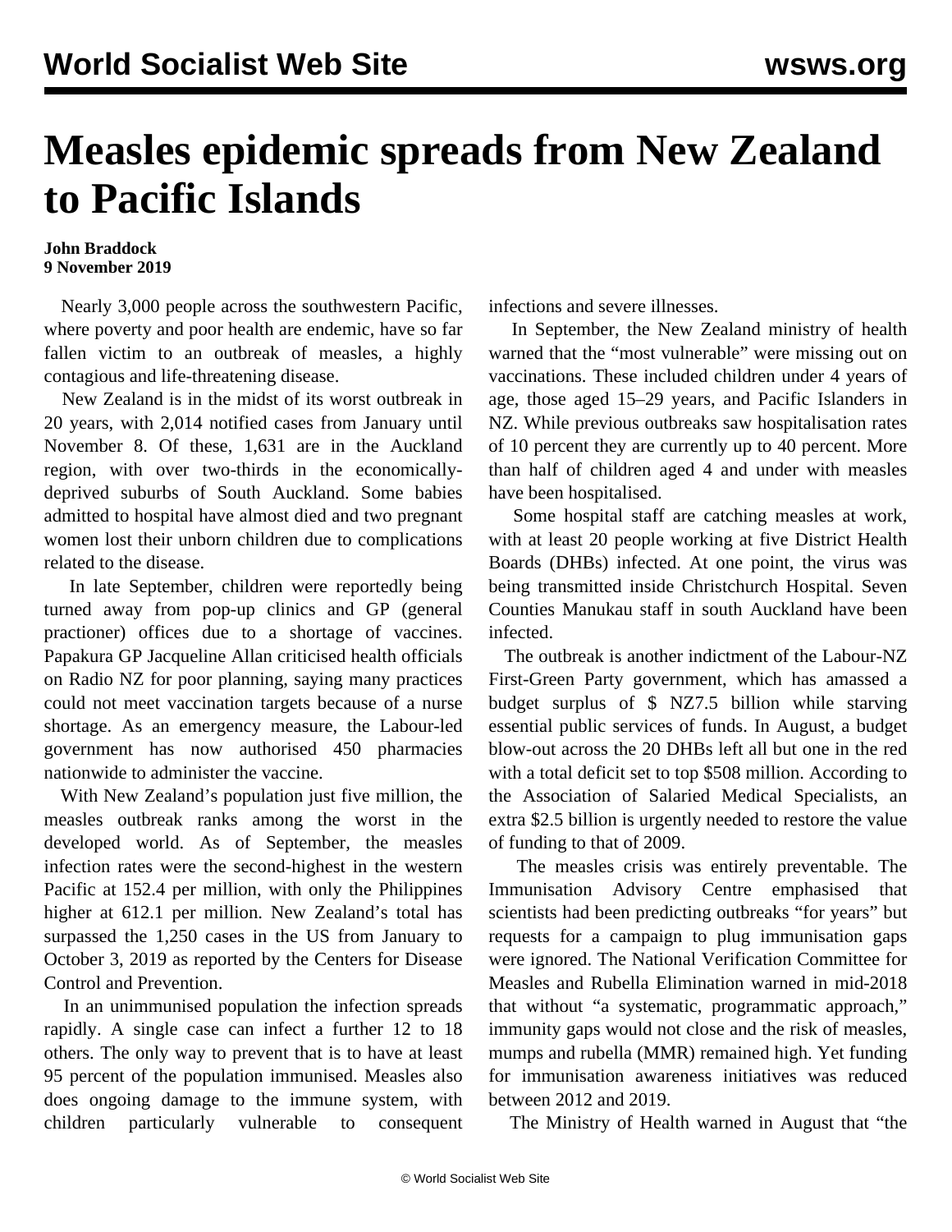# Measles epidemic spreads from New Zealand to Pacific Islands

**John Braddock**
**9 November 2019**

Nearly 3,000 people across the southwestern Pacific, where poverty and poor health are endemic, have so far fallen victim to an outbreak of measles, a highly contagious and life-threatening disease.

New Zealand is in the midst of its worst outbreak in 20 years, with 2,014 notified cases from January until November 8. Of these, 1,631 are in the Auckland region, with over two-thirds in the economically-deprived suburbs of South Auckland. Some babies admitted to hospital have almost died and two pregnant women lost their unborn children due to complications related to the disease.

In late September, children were reportedly being turned away from pop-up clinics and GP (general practioner) offices due to a shortage of vaccines. Papakura GP Jacqueline Allan criticised health officials on Radio NZ for poor planning, saying many practices could not meet vaccination targets because of a nurse shortage. As an emergency measure, the Labour-led government has now authorised 450 pharmacies nationwide to administer the vaccine.

With New Zealand's population just five million, the measles outbreak ranks among the worst in the developed world. As of September, the measles infection rates were the second-highest in the western Pacific at 152.4 per million, with only the Philippines higher at 612.1 per million. New Zealand's total has surpassed the 1,250 cases in the US from January to October 3, 2019 as reported by the Centers for Disease Control and Prevention.

In an unimmunised population the infection spreads rapidly. A single case can infect a further 12 to 18 others. The only way to prevent that is to have at least 95 percent of the population immunised. Measles also does ongoing damage to the immune system, with children particularly vulnerable to consequent infections and severe illnesses.

In September, the New Zealand ministry of health warned that the "most vulnerable" were missing out on vaccinations. These included children under 4 years of age, those aged 15–29 years, and Pacific Islanders in NZ. While previous outbreaks saw hospitalisation rates of 10 percent they are currently up to 40 percent. More than half of children aged 4 and under with measles have been hospitalised.

Some hospital staff are catching measles at work, with at least 20 people working at five District Health Boards (DHBs) infected. At one point, the virus was being transmitted inside Christchurch Hospital. Seven Counties Manukau staff in south Auckland have been infected.

The outbreak is another indictment of the Labour-NZ First-Green Party government, which has amassed a budget surplus of $ NZ7.5 billion while starving essential public services of funds. In August, a budget blow-out across the 20 DHBs left all but one in the red with a total deficit set to top $508 million. According to the Association of Salaried Medical Specialists, an extra $2.5 billion is urgently needed to restore the value of funding to that of 2009.

The measles crisis was entirely preventable. The Immunisation Advisory Centre emphasised that scientists had been predicting outbreaks "for years" but requests for a campaign to plug immunisation gaps were ignored. The National Verification Committee for Measles and Rubella Elimination warned in mid-2018 that without "a systematic, programmatic approach," immunity gaps would not close and the risk of measles, mumps and rubella (MMR) remained high. Yet funding for immunisation awareness initiatives was reduced between 2012 and 2019.

The Ministry of Health warned in August that "the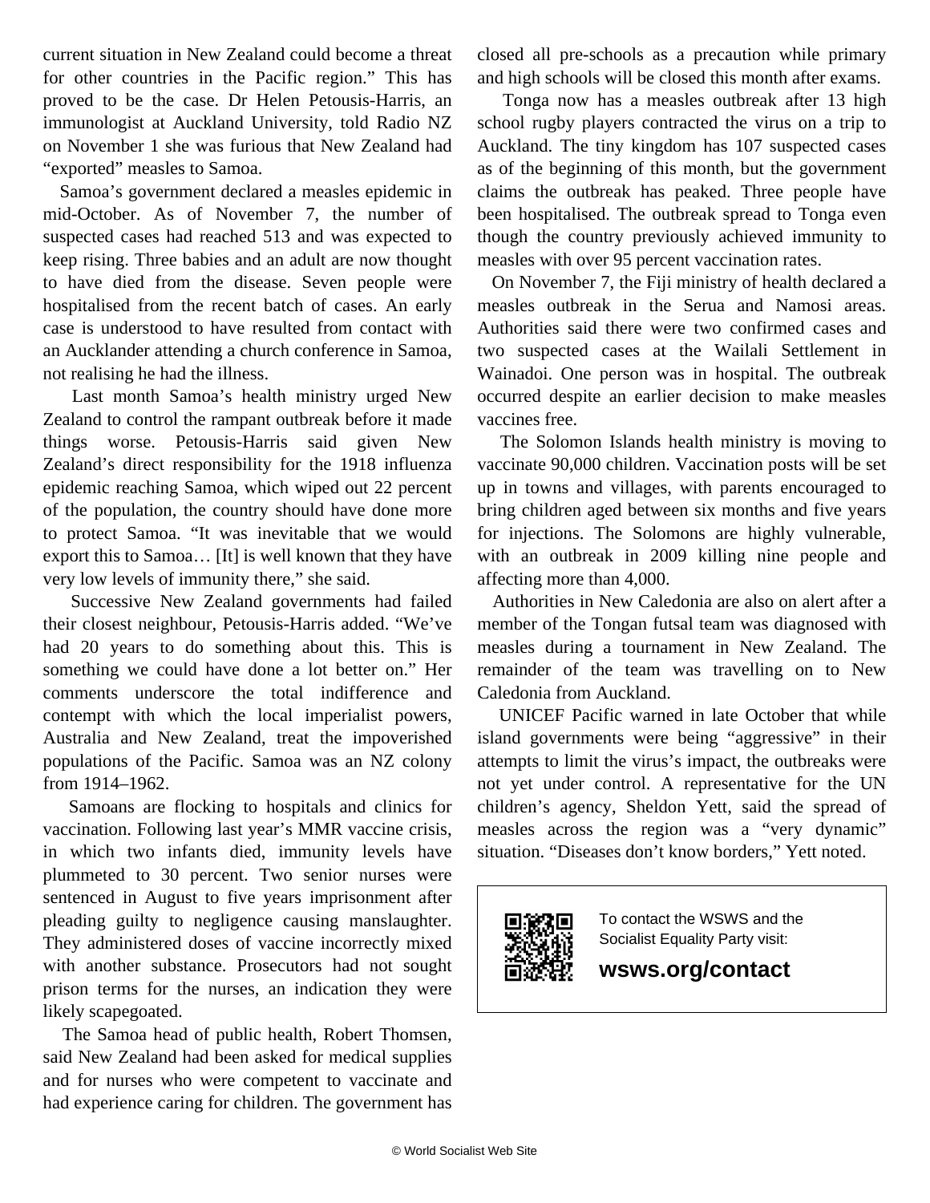current situation in New Zealand could become a threat for other countries in the Pacific region." This has proved to be the case. Dr Helen Petousis-Harris, an immunologist at Auckland University, told Radio NZ on November 1 she was furious that New Zealand had "exported" measles to Samoa.

Samoa's government declared a measles epidemic in mid-October. As of November 7, the number of suspected cases had reached 513 and was expected to keep rising. Three babies and an adult are now thought to have died from the disease. Seven people were hospitalised from the recent batch of cases. An early case is understood to have resulted from contact with an Aucklander attending a church conference in Samoa, not realising he had the illness.

Last month Samoa's health ministry urged New Zealand to control the rampant outbreak before it made things worse. Petousis-Harris said given New Zealand's direct responsibility for the 1918 influenza epidemic reaching Samoa, which wiped out 22 percent of the population, the country should have done more to protect Samoa. "It was inevitable that we would export this to Samoa… [It] is well known that they have very low levels of immunity there," she said.

Successive New Zealand governments had failed their closest neighbour, Petousis-Harris added. "We've had 20 years to do something about this. This is something we could have done a lot better on." Her comments underscore the total indifference and contempt with which the local imperialist powers, Australia and New Zealand, treat the impoverished populations of the Pacific. Samoa was an NZ colony from 1914–1962.

Samoans are flocking to hospitals and clinics for vaccination. Following last year's MMR vaccine crisis, in which two infants died, immunity levels have plummeted to 30 percent. Two senior nurses were sentenced in August to five years imprisonment after pleading guilty to negligence causing manslaughter. They administered doses of vaccine incorrectly mixed with another substance. Prosecutors had not sought prison terms for the nurses, an indication they were likely scapegoated.

The Samoa head of public health, Robert Thomsen, said New Zealand had been asked for medical supplies and for nurses who were competent to vaccinate and had experience caring for children. The government has closed all pre-schools as a precaution while primary and high schools will be closed this month after exams.

Tonga now has a measles outbreak after 13 high school rugby players contracted the virus on a trip to Auckland. The tiny kingdom has 107 suspected cases as of the beginning of this month, but the government claims the outbreak has peaked. Three people have been hospitalised. The outbreak spread to Tonga even though the country previously achieved immunity to measles with over 95 percent vaccination rates.

On November 7, the Fiji ministry of health declared a measles outbreak in the Serua and Namosi areas. Authorities said there were two confirmed cases and two suspected cases at the Wailali Settlement in Wainadoi. One person was in hospital. The outbreak occurred despite an earlier decision to make measles vaccines free.

The Solomon Islands health ministry is moving to vaccinate 90,000 children. Vaccination posts will be set up in towns and villages, with parents encouraged to bring children aged between six months and five years for injections. The Solomons are highly vulnerable, with an outbreak in 2009 killing nine people and affecting more than 4,000.

Authorities in New Caledonia are also on alert after a member of the Tongan futsal team was diagnosed with measles during a tournament in New Zealand. The remainder of the team was travelling on to New Caledonia from Auckland.

UNICEF Pacific warned in late October that while island governments were being "aggressive" in their attempts to limit the virus's impact, the outbreaks were not yet under control. A representative for the UN children's agency, Sheldon Yett, said the spread of measles across the region was a "very dynamic" situation. "Diseases don't know borders," Yett noted.

To contact the WSWS and the Socialist Equality Party visit:

**wsws.org/contact**